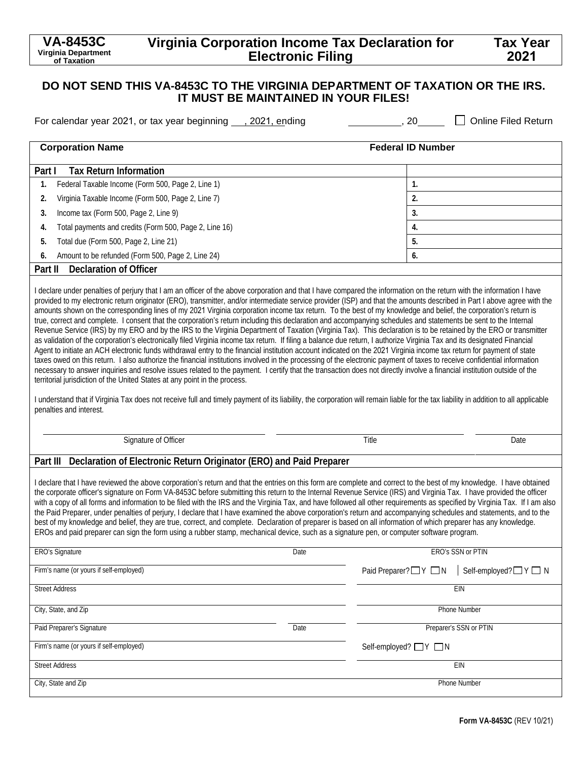**VA-8453C**
**Virginia Department of Taxation**

# Virginia Corporation Income Tax Declaration for Electronic Filing

**Tax Year 2021**

## DO NOT SEND THIS VA-8453C TO THE VIRGINIA DEPARTMENT OF TAXATION OR THE IRS. IT MUST BE MAINTAINED IN YOUR FILES!

For calendar year 2021, or tax year beginning ___, 2021, ending __________, 20_____ ☐ Online Filed Return

| Corporation Name | Federal ID Number |
|---|---|
| | |

| Part I Tax Return Information | |
|---|---|
| 1. Federal Taxable Income (Form 500, Page 2, Line 1) | 1. |
| 2. Virginia Taxable Income (Form 500, Page 2, Line 7) | 2. |
| 3. Income tax (Form 500, Page 2, Line 9) | 3. |
| 4. Total payments and credits (Form 500, Page 2, Line 16) | 4. |
| 5. Total due (Form 500, Page 2, Line 21) | 5. |
| 6. Amount to be refunded (Form 500, Page 2, Line 24) | 6. |

### Part II Declaration of Officer

I declare under penalties of perjury that I am an officer of the above corporation and that I have compared the information on the return with the information I have provided to my electronic return originator (ERO), transmitter, and/or intermediate service provider (ISP) and that the amounts described in Part I above agree with the amounts shown on the corresponding lines of my 2021 Virginia corporation income tax return. To the best of my knowledge and belief, the corporation's return is true, correct and complete. I consent that the corporation's return including this declaration and accompanying schedules and statements be sent to the Internal Revenue Service (IRS) by my ERO and by the IRS to the Virginia Department of Taxation (Virginia Tax). This declaration is to be retained by the ERO or transmitter as validation of the corporation's electronically filed Virginia income tax return. If filing a balance due return, I authorize Virginia Tax and its designated Financial Agent to initiate an ACH electronic funds withdrawal entry to the financial institution account indicated on the 2021 Virginia income tax return for payment of state taxes owed on this return. I also authorize the financial institutions involved in the processing of the electronic payment of taxes to receive confidential information necessary to answer inquiries and resolve issues related to the payment. I certify that the transaction does not directly involve a financial institution outside of the territorial jurisdiction of the United States at any point in the process.

I understand that if Virginia Tax does not receive full and timely payment of its liability, the corporation will remain liable for the tax liability in addition to all applicable penalties and interest.

| Signature of Officer | Title | Date |
|---|---|---|
| | | |

### Part III Declaration of Electronic Return Originator (ERO) and Paid Preparer

I declare that I have reviewed the above corporation's return and that the entries on this form are complete and correct to the best of my knowledge. I have obtained the corporate officer's signature on Form VA-8453C before submitting this return to the Internal Revenue Service (IRS) and Virginia Tax. I have provided the officer with a copy of all forms and information to be filed with the IRS and the Virginia Tax, and have followed all other requirements as specified by Virginia Tax. If I am also the Paid Preparer, under penalties of perjury, I declare that I have examined the above corporation's return and accompanying schedules and statements, and to the best of my knowledge and belief, they are true, correct, and complete. Declaration of preparer is based on all information of which preparer has any knowledge. EROs and paid preparer can sign the form using a rubber stamp, mechanical device, such as a signature pen, or computer software program.

| | | |
|---|---|---|
| ERO's Signature | Date | ERO's SSN or PTIN |
| Firm's name (or yours if self-employed) | | Paid Preparer? ☐ Y ☐ N Self-employed? ☐ Y ☐ N |
| Street Address | | EIN |
| City, State, and Zip | | Phone Number |
| Paid Preparer's Signature | Date | Preparer's SSN or PTIN |
| Firm's name (or yours if self-employed) | | Self-employed? ☐ Y ☐ N |
| Street Address | | EIN |
| City, State and Zip | | Phone Number |

Form VA-8453C (REV 10/21)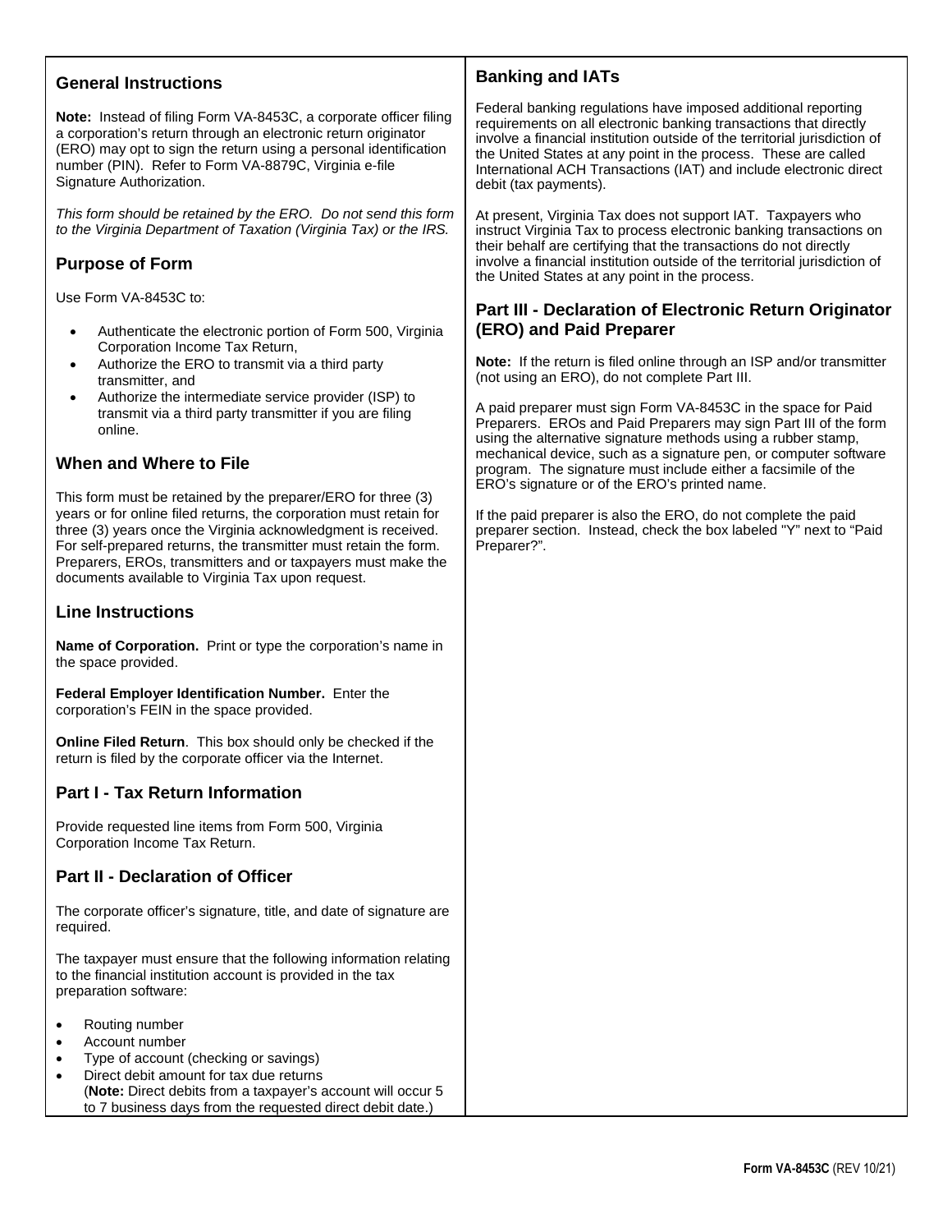## General Instructions

**Note:** Instead of filing Form VA-8453C, a corporate officer filing a corporation's return through an electronic return originator (ERO) may opt to sign the return using a personal identification number (PIN). Refer to Form VA-8879C, Virginia e-file Signature Authorization.

*This form should be retained by the ERO. Do not send this form to the Virginia Department of Taxation (Virginia Tax) or the IRS.*

## Purpose of Form

Use Form VA-8453C to:

- Authenticate the electronic portion of Form 500, Virginia Corporation Income Tax Return,
- Authorize the ERO to transmit via a third party transmitter, and
- Authorize the intermediate service provider (ISP) to transmit via a third party transmitter if you are filing online.

## When and Where to File

This form must be retained by the preparer/ERO for three (3) years or for online filed returns, the corporation must retain for three (3) years once the Virginia acknowledgment is received. For self-prepared returns, the transmitter must retain the form. Preparers, EROs, transmitters and or taxpayers must make the documents available to Virginia Tax upon request.

## Line Instructions

**Name of Corporation.** Print or type the corporation's name in the space provided.

**Federal Employer Identification Number.** Enter the corporation's FEIN in the space provided.

**Online Filed Return**. This box should only be checked if the return is filed by the corporate officer via the Internet.

## Part I - Tax Return Information

Provide requested line items from Form 500, Virginia Corporation Income Tax Return.

## Part II - Declaration of Officer

The corporate officer's signature, title, and date of signature are required.

The taxpayer must ensure that the following information relating to the financial institution account is provided in the tax preparation software:

- Routing number
- Account number
- Type of account (checking or savings)
- Direct debit amount for tax due returns
  (**Note:** Direct debits from a taxpayer's account will occur 5 to 7 business days from the requested direct debit date.)

## Banking and IATs

Federal banking regulations have imposed additional reporting requirements on all electronic banking transactions that directly involve a financial institution outside of the territorial jurisdiction of the United States at any point in the process. These are called International ACH Transactions (IAT) and include electronic direct debit (tax payments).

At present, Virginia Tax does not support IAT. Taxpayers who instruct Virginia Tax to process electronic banking transactions on their behalf are certifying that the transactions do not directly involve a financial institution outside of the territorial jurisdiction of the United States at any point in the process.

## Part III - Declaration of Electronic Return Originator (ERO) and Paid Preparer

**Note:** If the return is filed online through an ISP and/or transmitter (not using an ERO), do not complete Part III.

A paid preparer must sign Form VA-8453C in the space for Paid Preparers. EROs and Paid Preparers may sign Part III of the form using the alternative signature methods using a rubber stamp, mechanical device, such as a signature pen, or computer software program. The signature must include either a facsimile of the ERO's signature or of the ERO's printed name.

If the paid preparer is also the ERO, do not complete the paid preparer section. Instead, check the box labeled "Y" next to "Paid Preparer?".

**Form VA-8453C** (REV 10/21)